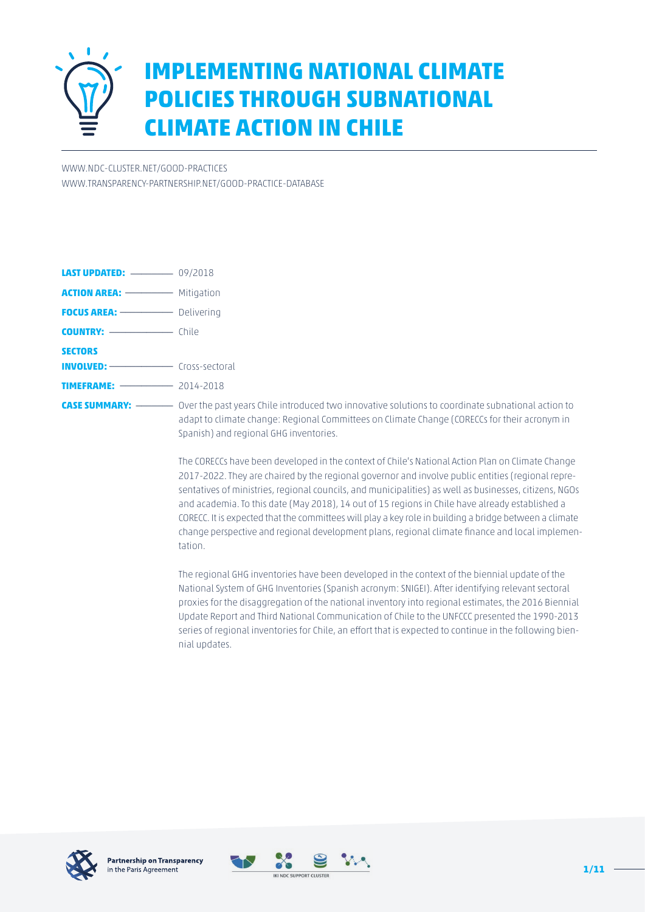# IMPLEMENTING NATIONAL CLIMATE POLICIES THROUGH SUBNATIONAL CLIMATE ACTION IN CHILE

WWW.NDC-CLUSTER.NET/GOOD-PRACTICES
WWW.TRANSPARENCY-PARTNERSHIP.NET/GOOD-PRACTICE-DATABASE

**LAST UPDATED:** 09/2018

**ACTION AREA:** Mitigation

**FOCUS AREA:** Delivering

**COUNTRY:** Chile

**SECTORS INVOLVED:** Cross-sectoral

**TIMEFRAME:** 2014-2018

**CASE SUMMARY:** Over the past years Chile introduced two innovative solutions to coordinate subnational action to adapt to climate change: Regional Committees on Climate Change (CORECCs for their acronym in Spanish) and regional GHG inventories.

The CORECCs have been developed in the context of Chile's National Action Plan on Climate Change 2017-2022. They are chaired by the regional governor and involve public entities (regional representatives of ministries, regional councils, and municipalities) as well as businesses, citizens, NGOs and academia. To this date (May 2018), 14 out of 15 regions in Chile have already established a CORECC. It is expected that the committees will play a key role in building a bridge between a climate change perspective and regional development plans, regional climate finance and local implementation.

The regional GHG inventories have been developed in the context of the biennial update of the National System of GHG Inventories (Spanish acronym: SNIGEI). After identifying relevant sectoral proxies for the disaggregation of the national inventory into regional estimates, the 2016 Biennial Update Report and Third National Communication of Chile to the UNFCCC presented the 1990-2013 series of regional inventories for Chile, an effort that is expected to continue in the following biennial updates.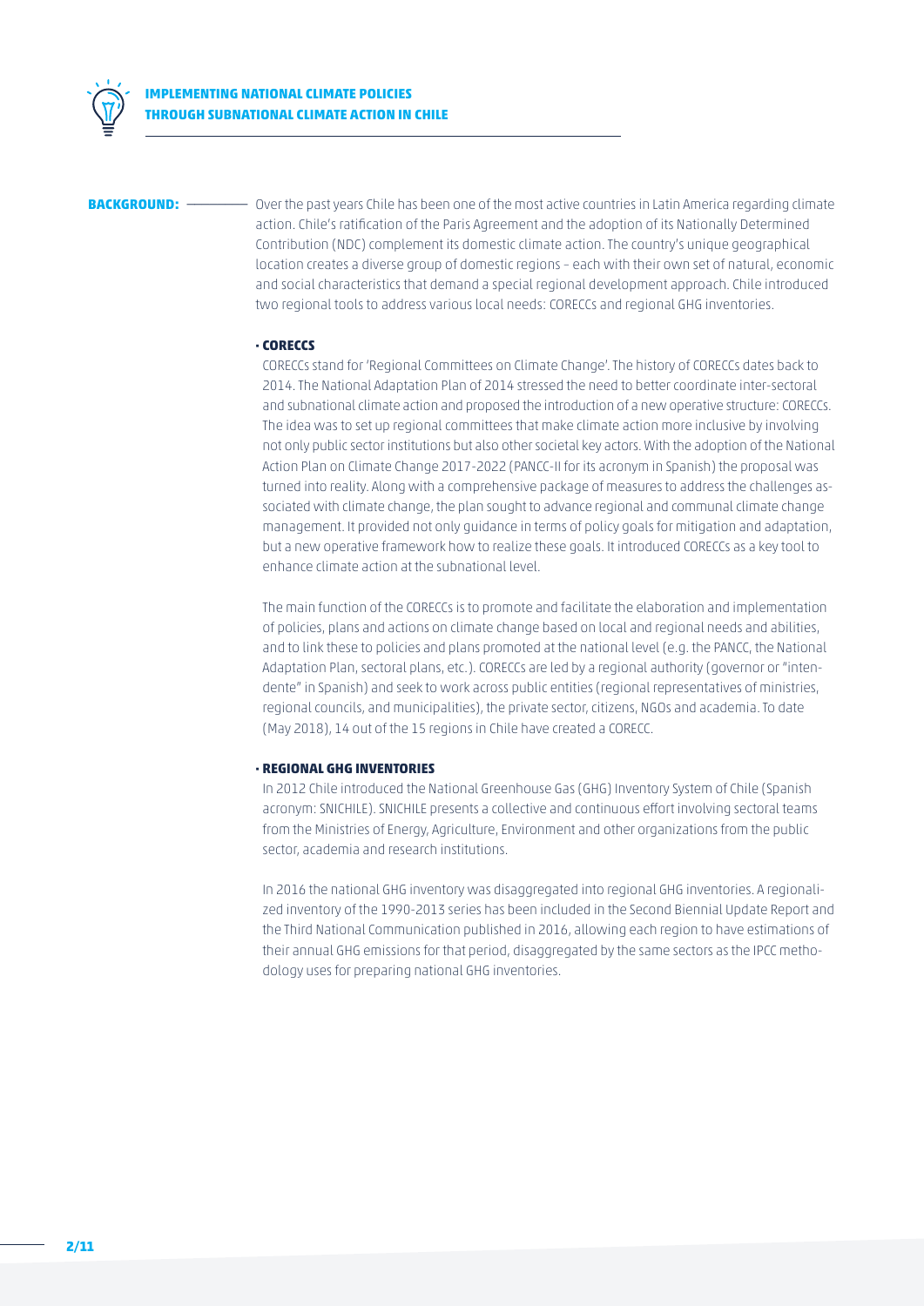**BACKGROUND:** Over the past years Chile has been one of the most active countries in Latin America regarding climate action. Chile's ratification of the Paris Agreement and the adoption of its Nationally Determined Contribution (NDC) complement its domestic climate action. The country's unique geographical location creates a diverse group of domestic regions – each with their own set of natural, economic and social characteristics that demand a special regional development approach. Chile introduced two regional tools to address various local needs: CORECCs and regional GHG inventories.

**· CORECCS**

CORECCs stand for 'Regional Committees on Climate Change'. The history of CORECCs dates back to 2014. The National Adaptation Plan of 2014 stressed the need to better coordinate inter-sectoral and subnational climate action and proposed the introduction of a new operative structure: CORECCs. The idea was to set up regional committees that make climate action more inclusive by involving not only public sector institutions but also other societal key actors. With the adoption of the National Action Plan on Climate Change 2017-2022 (PANCC-II for its acronym in Spanish) the proposal was turned into reality. Along with a comprehensive package of measures to address the challenges associated with climate change, the plan sought to advance regional and communal climate change management. It provided not only guidance in terms of policy goals for mitigation and adaptation, but a new operative framework how to realize these goals. It introduced CORECCs as a key tool to enhance climate action at the subnational level.

The main function of the CORECCs is to promote and facilitate the elaboration and implementation of policies, plans and actions on climate change based on local and regional needs and abilities, and to link these to policies and plans promoted at the national level (e.g. the PANCC, the National Adaptation Plan, sectoral plans, etc.). CORECCs are led by a regional authority (governor or "intendente" in Spanish) and seek to work across public entities (regional representatives of ministries, regional councils, and municipalities), the private sector, citizens, NGOs and academia. To date (May 2018), 14 out of the 15 regions in Chile have created a CORECC.

**· REGIONAL GHG INVENTORIES**

In 2012 Chile introduced the National Greenhouse Gas (GHG) Inventory System of Chile (Spanish acronym: SNICHILE). SNICHILE presents a collective and continuous effort involving sectoral teams from the Ministries of Energy, Agriculture, Environment and other organizations from the public sector, academia and research institutions.

In 2016 the national GHG inventory was disaggregated into regional GHG inventories. A regionalized inventory of the 1990-2013 series has been included in the Second Biennial Update Report and the Third National Communication published in 2016, allowing each region to have estimations of their annual GHG emissions for that period, disaggregated by the same sectors as the IPCC methodology uses for preparing national GHG inventories.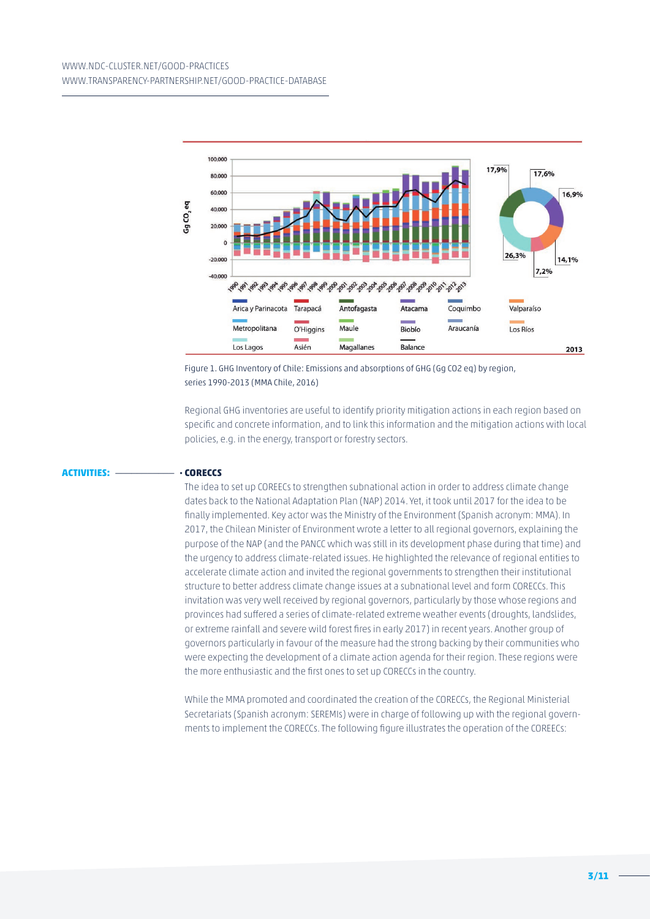Figure 1. GHG Inventory of Chile: Emissions and absorptions of GHG (Gg CO2 eq) by region, series 1990-2013 (MMA Chile, 2016)

Regional GHG inventories are useful to identify priority mitigation actions in each region based on specific and concrete information, and to link this information and the mitigation actions with local policies, e.g. in the energy, transport or forestry sectors.

**ACTIVITIES:**

- **CORECCS**

The idea to set up COREECs to strengthen subnational action in order to address climate change dates back to the National Adaptation Plan (NAP) 2014. Yet, it took until 2017 for the idea to be finally implemented. Key actor was the Ministry of the Environment (Spanish acronym: MMA). In 2017, the Chilean Minister of Environment wrote a letter to all regional governors, explaining the purpose of the NAP (and the PANCC which was still in its development phase during that time) and the urgency to address climate-related issues. He highlighted the relevance of regional entities to accelerate climate action and invited the regional governments to strengthen their institutional structure to better address climate change issues at a subnational level and form CORECCs. This invitation was very well received by regional governors, particularly by those whose regions and provinces had suffered a series of climate-related extreme weather events (droughts, landslides, or extreme rainfall and severe wild forest fires in early 2017) in recent years. Another group of governors particularly in favour of the measure had the strong backing by their communities who were expecting the development of a climate action agenda for their region. These regions were the more enthusiastic and the first ones to set up CORECCs in the country.

While the MMA promoted and coordinated the creation of the CORECCs, the Regional Ministerial Secretariats (Spanish acronym: SEREMIs) were in charge of following up with the regional governments to implement the CORECCs. The following figure illustrates the operation of the COREECs: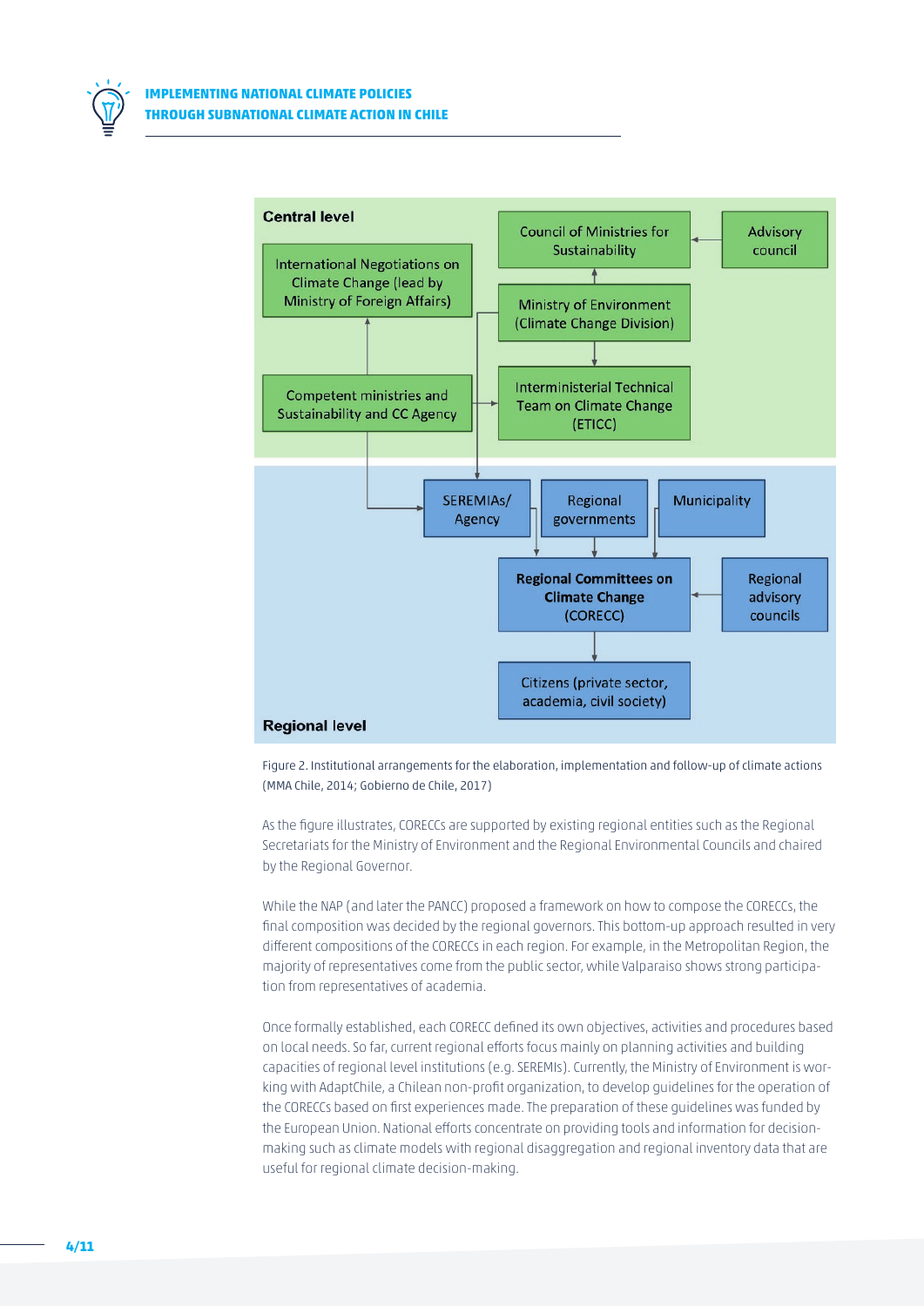**Central level**

- International Negotiations on Climate Change (lead by Ministry of Foreign Affairs)
- Competent ministries and Sustainability and CC Agency
- Council of Ministries for Sustainability
- Advisory council
- Ministry of Environment (Climate Change Division)
- Interministerial Technical Team on Climate Change (ETICC)

**Regional level**

- SEREMIAs/ Agency
- Regional governments
- Municipality
- **Regional Committees on Climate Change** (CORECC)
- Regional advisory councils
- Citizens (private sector, academia, civil society)

Figure 2. Institutional arrangements for the elaboration, implementation and follow-up of climate actions (MMA Chile, 2014; Gobierno de Chile, 2017)

As the figure illustrates, CORECCs are supported by existing regional entities such as the Regional Secretariats for the Ministry of Environment and the Regional Environmental Councils and chaired by the Regional Governor.

While the NAP (and later the PANCC) proposed a framework on how to compose the CORECCs, the final composition was decided by the regional governors. This bottom-up approach resulted in very different compositions of the CORECCs in each region. For example, in the Metropolitan Region, the majority of representatives come from the public sector, while Valparaiso shows strong participation from representatives of academia.

Once formally established, each CORECC defined its own objectives, activities and procedures based on local needs. So far, current regional efforts focus mainly on planning activities and building capacities of regional level institutions (e.g. SEREMIs). Currently, the Ministry of Environment is working with AdaptChile, a Chilean non-profit organization, to develop guidelines for the operation of the CORECCs based on first experiences made. The preparation of these guidelines was funded by the European Union. National efforts concentrate on providing tools and information for decision-making such as climate models with regional disaggregation and regional inventory data that are useful for regional climate decision-making.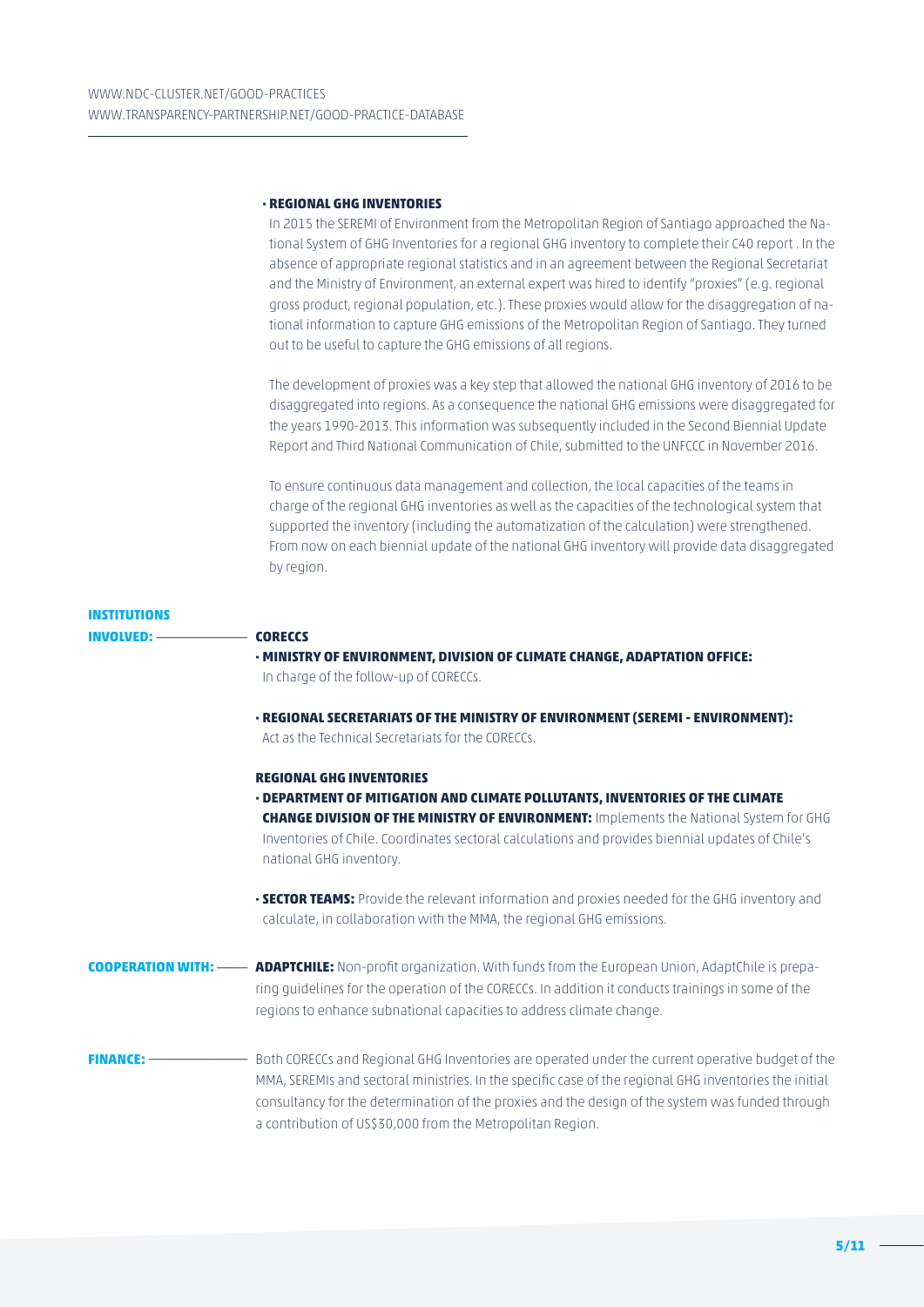WWW.NDC-CLUSTER.NET/GOOD-PRACTICES
WWW.TRANSPARENCY-PARTNERSHIP.NET/GOOD-PRACTICE-DATABASE

- **REGIONAL GHG INVENTORIES**

  In 2015 the SEREMI of Environment from the Metropolitan Region of Santiago approached the National System of GHG Inventories for a regional GHG inventory to complete their C40 report . In the absence of appropriate regional statistics and in an agreement between the Regional Secretariat and the Ministry of Environment, an external expert was hired to identify "proxies" (e.g. regional gross product, regional population, etc.). These proxies would allow for the disaggregation of national information to capture GHG emissions of the Metropolitan Region of Santiago. They turned out to be useful to capture the GHG emissions of all regions.

  The development of proxies was a key step that allowed the national GHG inventory of 2016 to be disaggregated into regions. As a consequence the national GHG emissions were disaggregated for the years 1990-2013. This information was subsequently included in the Second Biennial Update Report and Third National Communication of Chile, submitted to the UNFCCC in November 2016.

  To ensure continuous data management and collection, the local capacities of the teams in charge of the regional GHG inventories as well as the capacities of the technological system that supported the inventory (including the automatization of the calculation) were strengthened. From now on each biennial update of the national GHG inventory will provide data disaggregated by region.

**INSTITUTIONS INVOLVED:**

**CORECCS**

- **MINISTRY OF ENVIRONMENT, DIVISION OF CLIMATE CHANGE, ADAPTATION OFFICE:** In charge of the follow-up of CORECCs.
- **REGIONAL SECRETARIATS OF THE MINISTRY OF ENVIRONMENT (SEREMI - ENVIRONMENT):** Act as the Technical Secretariats for the CORECCs.

**REGIONAL GHG INVENTORIES**

- **DEPARTMENT OF MITIGATION AND CLIMATE POLLUTANTS, INVENTORIES OF THE CLIMATE CHANGE DIVISION OF THE MINISTRY OF ENVIRONMENT:** Implements the National System for GHG Inventories of Chile. Coordinates sectoral calculations and provides biennial updates of Chile's national GHG inventory.
- **SECTOR TEAMS:** Provide the relevant information and proxies needed for the GHG inventory and calculate, in collaboration with the MMA, the regional GHG emissions.

**COOPERATION WITH:**

**ADAPTCHILE:** Non-profit organization. With funds from the European Union, AdaptChile is preparing guidelines for the operation of the CORECCs. In addition it conducts trainings in some of the regions to enhance subnational capacities to address climate change.

**FINANCE:**

Both CORECCs and Regional GHG Inventories are operated under the current operative budget of the MMA, SEREMIs and sectoral ministries. In the specific case of the regional GHG inventories the initial consultancy for the determination of the proxies and the design of the system was funded through a contribution of US$30,000 from the Metropolitan Region.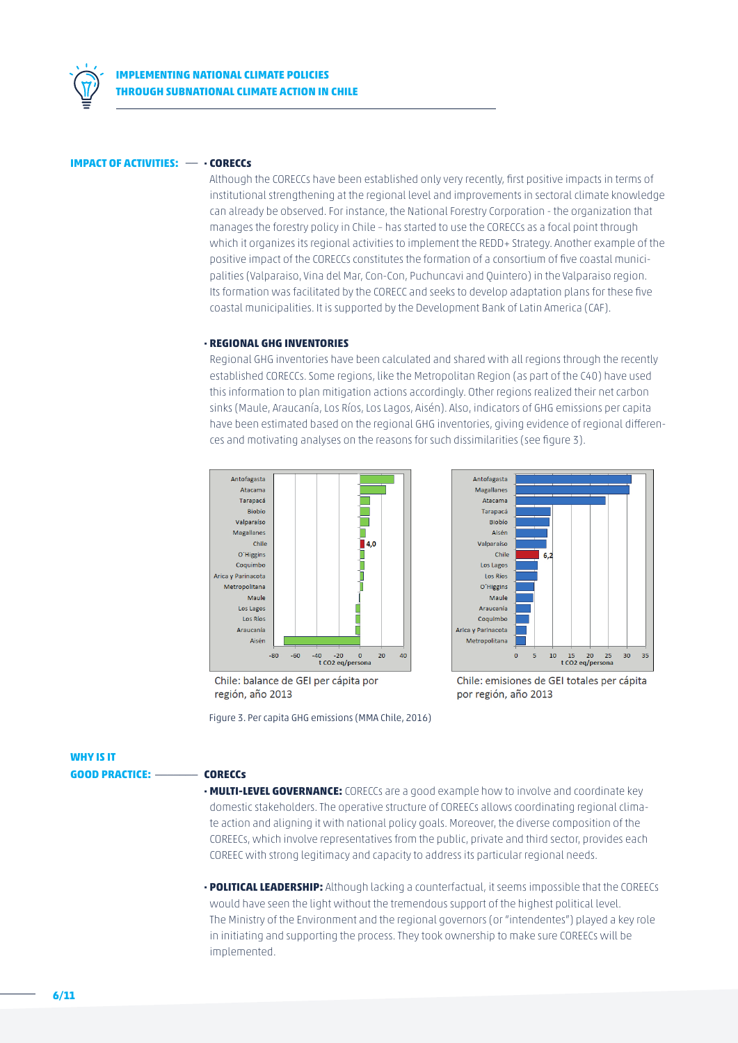**IMPACT OF ACTIVITIES:**

- **CORECCs**

  Although the CORECCs have been established only very recently, first positive impacts in terms of institutional strengthening at the regional level and improvements in sectoral climate knowledge can already be observed. For instance, the National Forestry Corporation - the organization that manages the forestry policy in Chile – has started to use the CORECCs as a focal point through which it organizes its regional activities to implement the REDD+ Strategy. Another example of the positive impact of the CORECCs constitutes the formation of a consortium of five coastal municipalities (Valparaiso, Vina del Mar, Con-Con, Puchuncavi and Quintero) in the Valparaiso region. Its formation was facilitated by the CORECC and seeks to develop adaptation plans for these five coastal municipalities. It is supported by the Development Bank of Latin America (CAF).

- **REGIONAL GHG INVENTORIES**

  Regional GHG inventories have been calculated and shared with all regions through the recently established CORECCs. Some regions, like the Metropolitan Region (as part of the C40) have used this information to plan mitigation actions accordingly. Other regions realized their net carbon sinks (Maule, Araucanía, Los Ríos, Los Lagos, Aisén). Also, indicators of GHG emissions per capita have been estimated based on the regional GHG inventories, giving evidence of regional differences and motivating analyses on the reasons for such dissimilarities (see figure 3).

Chile: balance de GEI per cápita por región, año 2013

Chile: emisiones de GEI totales per cápita por región, año 2013

Figure 3. Per capita GHG emissions (MMA Chile, 2016)

**WHY IS IT GOOD PRACTICE:**

**CORECCs**

- **MULTI-LEVEL GOVERNANCE:** CORECCs are a good example how to involve and coordinate key domestic stakeholders. The operative structure of COREECs allows coordinating regional climate action and aligning it with national policy goals. Moreover, the diverse composition of the COREECs, which involve representatives from the public, private and third sector, provides each COREEC with strong legitimacy and capacity to address its particular regional needs.

- **POLITICAL LEADERSHIP:** Although lacking a counterfactual, it seems impossible that the COREECs would have seen the light without the tremendous support of the highest political level. The Ministry of the Environment and the regional governors (or "intendentes") played a key role in initiating and supporting the process. They took ownership to make sure COREECs will be implemented.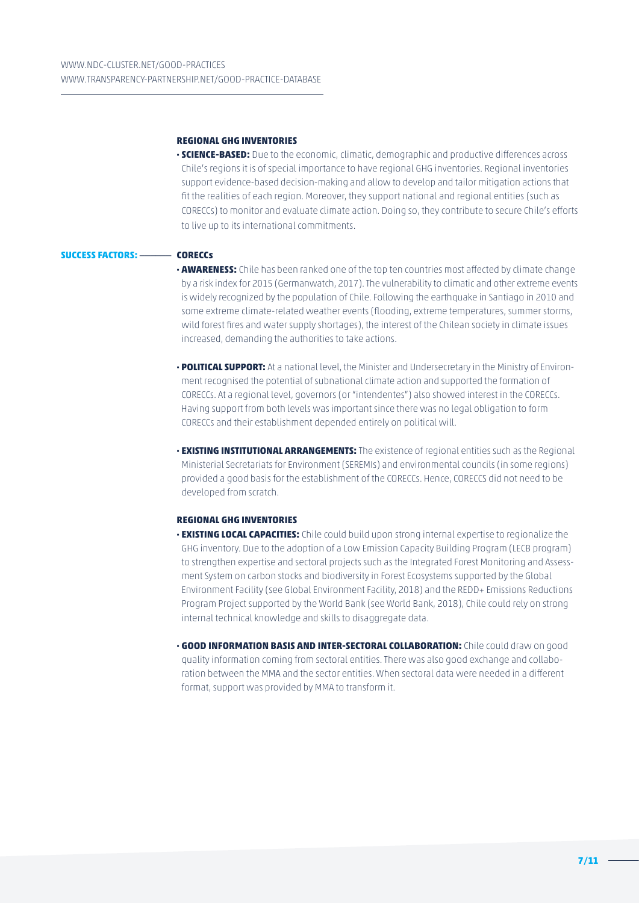#### REGIONAL GHG INVENTORIES

- **SCIENCE-BASED:** Due to the economic, climatic, demographic and productive differences across Chile's regions it is of special importance to have regional GHG inventories. Regional inventories support evidence-based decision-making and allow to develop and tailor mitigation actions that fit the realities of each region. Moreover, they support national and regional entities (such as CORECCs) to monitor and evaluate climate action. Doing so, they contribute to secure Chile's efforts to live up to its international commitments.

### SUCCESS FACTORS:

#### CORECCs

- **AWARENESS:** Chile has been ranked one of the top ten countries most affected by climate change by a risk index for 2015 (Germanwatch, 2017). The vulnerability to climatic and other extreme events is widely recognized by the population of Chile. Following the earthquake in Santiago in 2010 and some extreme climate-related weather events (flooding, extreme temperatures, summer storms, wild forest fires and water supply shortages), the interest of the Chilean society in climate issues increased, demanding the authorities to take actions.

- **POLITICAL SUPPORT:** At a national level, the Minister and Undersecretary in the Ministry of Environment recognised the potential of subnational climate action and supported the formation of CORECCs. At a regional level, governors (or "intendentes") also showed interest in the CORECCs. Having support from both levels was important since there was no legal obligation to form CORECCs and their establishment depended entirely on political will.

- **EXISTING INSTITUTIONAL ARRANGEMENTS:** The existence of regional entities such as the Regional Ministerial Secretariats for Environment (SEREMIs) and environmental councils (in some regions) provided a good basis for the establishment of the CORECCs. Hence, CORECCS did not need to be developed from scratch.

#### REGIONAL GHG INVENTORIES

- **EXISTING LOCAL CAPACITIES:** Chile could build upon strong internal expertise to regionalize the GHG inventory. Due to the adoption of a Low Emission Capacity Building Program (LECB program) to strengthen expertise and sectoral projects such as the Integrated Forest Monitoring and Assessment System on carbon stocks and biodiversity in Forest Ecosystems supported by the Global Environment Facility (see Global Environment Facility, 2018) and the REDD+ Emissions Reductions Program Project supported by the World Bank (see World Bank, 2018), Chile could rely on strong internal technical knowledge and skills to disaggregate data.

- **GOOD INFORMATION BASIS AND INTER-SECTORAL COLLABORATION:** Chile could draw on good quality information coming from sectoral entities. There was also good exchange and collaboration between the MMA and the sector entities. When sectoral data were needed in a different format, support was provided by MMA to transform it.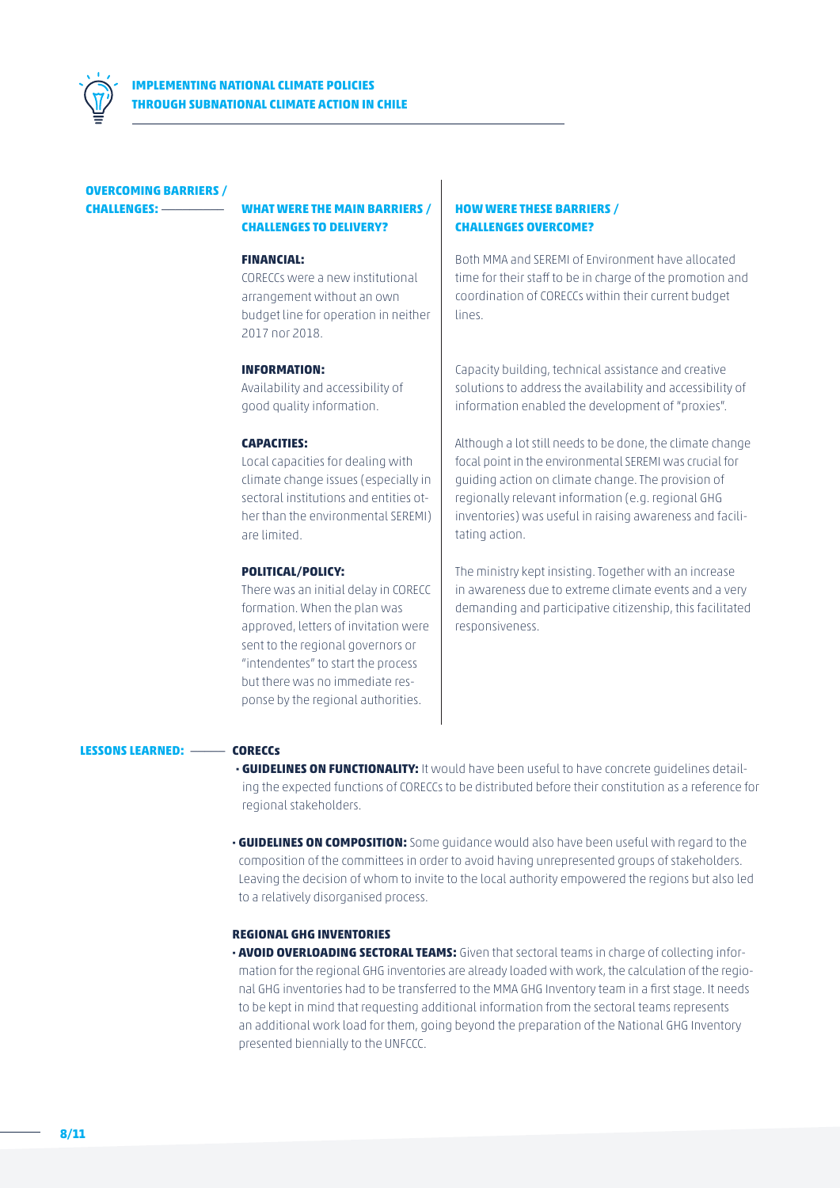## OVERCOMING BARRIERS / CHALLENGES:

| WHAT WERE THE MAIN BARRIERS / CHALLENGES TO DELIVERY? | HOW WERE THESE BARRIERS / CHALLENGES OVERCOME? |
|---|---|
| **FINANCIAL:** CORECCs were a new institutional arrangement without an own budget line for operation in neither 2017 nor 2018. | Both MMA and SEREMI of Environment have allocated time for their staff to be in charge of the promotion and coordination of CORECCs within their current budget lines. |
| **INFORMATION:** Availability and accessibility of good quality information. | Capacity building, technical assistance and creative solutions to address the availability and accessibility of information enabled the development of "proxies". |
| **CAPACITIES:** Local capacities for dealing with climate change issues (especially in sectoral institutions and entities other than the environmental SEREMI) are limited. | Although a lot still needs to be done, the climate change focal point in the environmental SEREMI was crucial for guiding action on climate change. The provision of regionally relevant information (e.g. regional GHG inventories) was useful in raising awareness and facilitating action. |
| **POLITICAL/POLICY:** There was an initial delay in CORECC formation. When the plan was approved, letters of invitation were sent to the regional governors or "intendentes" to start the process but there was no immediate response by the regional authorities. | The ministry kept insisting. Together with an increase in awareness due to extreme climate events and a very demanding and participative citizenship, this facilitated responsiveness. |

## LESSONS LEARNED:

### CORECCs

- **GUIDELINES ON FUNCTIONALITY:** It would have been useful to have concrete guidelines detailing the expected functions of CORECCs to be distributed before their constitution as a reference for regional stakeholders.
- **GUIDELINES ON COMPOSITION:** Some guidance would also have been useful with regard to the composition of the committees in order to avoid having unrepresented groups of stakeholders. Leaving the decision of whom to invite to the local authority empowered the regions but also led to a relatively disorganised process.

### REGIONAL GHG INVENTORIES

- **AVOID OVERLOADING SECTORAL TEAMS:** Given that sectoral teams in charge of collecting information for the regional GHG inventories are already loaded with work, the calculation of the regional GHG inventories had to be transferred to the MMA GHG Inventory team in a first stage. It needs to be kept in mind that requesting additional information from the sectoral teams represents an additional work load for them, going beyond the preparation of the National GHG Inventory presented biennially to the UNFCCC.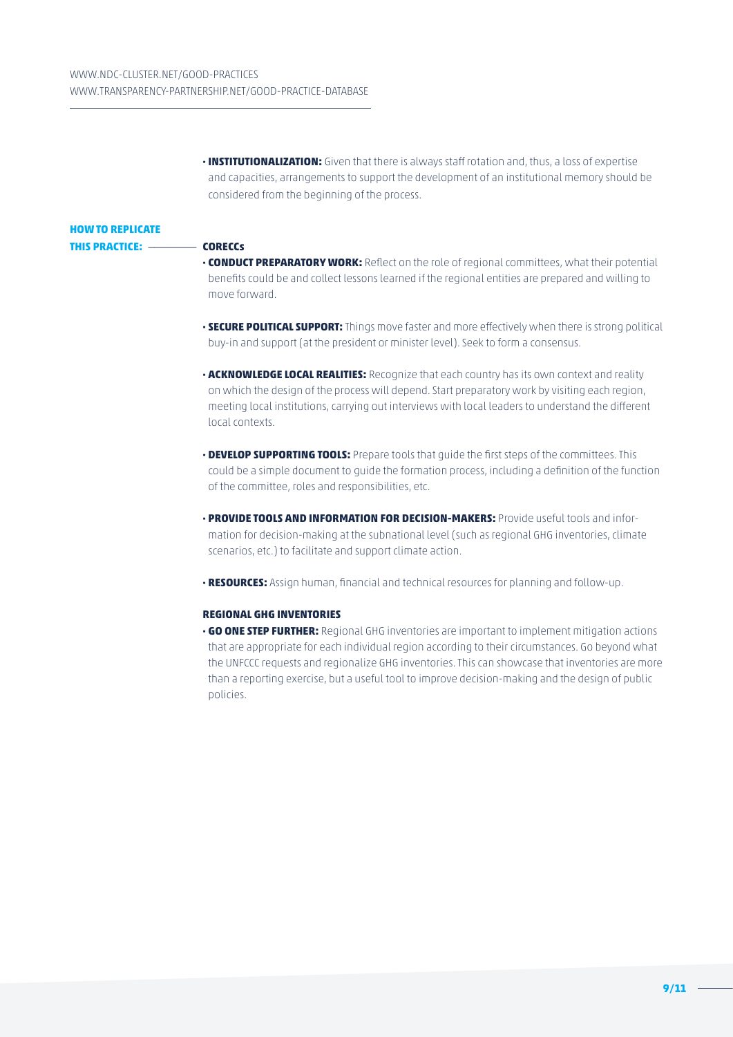- **INSTITUTIONALIZATION:** Given that there is always staff rotation and, thus, a loss of expertise and capacities, arrangements to support the development of an institutional memory should be considered from the beginning of the process.

## HOW TO REPLICATE THIS PRACTICE:

### CORECCs

- **CONDUCT PREPARATORY WORK:** Reflect on the role of regional committees, what their potential benefits could be and collect lessons learned if the regional entities are prepared and willing to move forward.
- **SECURE POLITICAL SUPPORT:** Things move faster and more effectively when there is strong political buy-in and support (at the president or minister level). Seek to form a consensus.
- **ACKNOWLEDGE LOCAL REALITIES:** Recognize that each country has its own context and reality on which the design of the process will depend. Start preparatory work by visiting each region, meeting local institutions, carrying out interviews with local leaders to understand the different local contexts.
- **DEVELOP SUPPORTING TOOLS:** Prepare tools that guide the first steps of the committees. This could be a simple document to guide the formation process, including a definition of the function of the committee, roles and responsibilities, etc.
- **PROVIDE TOOLS AND INFORMATION FOR DECISION-MAKERS:** Provide useful tools and information for decision-making at the subnational level (such as regional GHG inventories, climate scenarios, etc.) to facilitate and support climate action.
- **RESOURCES:** Assign human, financial and technical resources for planning and follow-up.

### REGIONAL GHG INVENTORIES

- **GO ONE STEP FURTHER:** Regional GHG inventories are important to implement mitigation actions that are appropriate for each individual region according to their circumstances. Go beyond what the UNFCCC requests and regionalize GHG inventories. This can showcase that inventories are more than a reporting exercise, but a useful tool to improve decision-making and the design of public policies.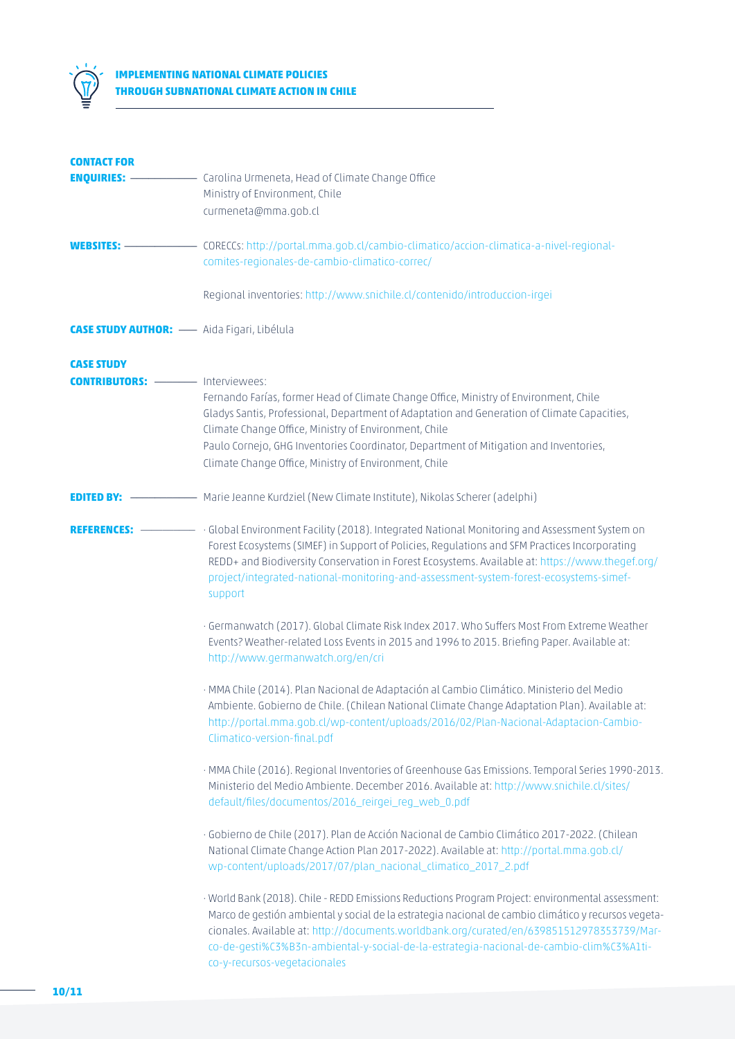**CONTACT FOR ENQUIRIES:** Carolina Urmeneta, Head of Climate Change Office
Ministry of Environment, Chile
curmeneta@mma.gob.cl

**WEBSITES:** CORECCs: http://portal.mma.gob.cl/cambio-climatico/accion-climatica-a-nivel-regional-comites-regionales-de-cambio-climatico-correc/

Regional inventories: http://www.snichile.cl/contenido/introduccion-irgei

**CASE STUDY AUTHOR:** Aida Figari, Libélula

**CASE STUDY CONTRIBUTORS:** Interviewees:
Fernando Farías, former Head of Climate Change Office, Ministry of Environment, Chile
Gladys Santis, Professional, Department of Adaptation and Generation of Climate Capacities, Climate Change Office, Ministry of Environment, Chile
Paulo Cornejo, GHG Inventories Coordinator, Department of Mitigation and Inventories, Climate Change Office, Ministry of Environment, Chile

**EDITED BY:** Marie Jeanne Kurdziel (New Climate Institute), Nikolas Scherer (adelphi)

**REFERENCES:**

- Global Environment Facility (2018). Integrated National Monitoring and Assessment System on Forest Ecosystems (SIMEF) in Support of Policies, Regulations and SFM Practices Incorporating REDD+ and Biodiversity Conservation in Forest Ecosystems. Available at: https://www.thegef.org/project/integrated-national-monitoring-and-assessment-system-forest-ecosystems-simef-support

- Germanwatch (2017). Global Climate Risk Index 2017. Who Suffers Most From Extreme Weather Events? Weather-related Loss Events in 2015 and 1996 to 2015. Briefing Paper. Available at: http://www.germanwatch.org/en/cri

- MMA Chile (2014). Plan Nacional de Adaptación al Cambio Climático. Ministerio del Medio Ambiente. Gobierno de Chile. (Chilean National Climate Change Adaptation Plan). Available at: http://portal.mma.gob.cl/wp-content/uploads/2016/02/Plan-Nacional-Adaptacion-Cambio-Climatico-version-final.pdf

- MMA Chile (2016). Regional Inventories of Greenhouse Gas Emissions. Temporal Series 1990-2013. Ministerio del Medio Ambiente. December 2016. Available at: http://www.snichile.cl/sites/default/files/documentos/2016_reirgei_reg_web_0.pdf

- Gobierno de Chile (2017). Plan de Acción Nacional de Cambio Climático 2017-2022. (Chilean National Climate Change Action Plan 2017-2022). Available at: http://portal.mma.gob.cl/wp-content/uploads/2017/07/plan_nacional_climatico_2017_2.pdf

- World Bank (2018). Chile - REDD Emissions Reductions Program Project: environmental assessment: Marco de gestión ambiental y social de la estrategia nacional de cambio climático y recursos vegetacionales. Available at: http://documents.worldbank.org/curated/en/639851512978353739/Marco-de-gesti%C3%B3n-ambiental-y-social-de-la-estrategia-nacional-de-cambio-clim%C3%A1tico-y-recursos-vegetacionales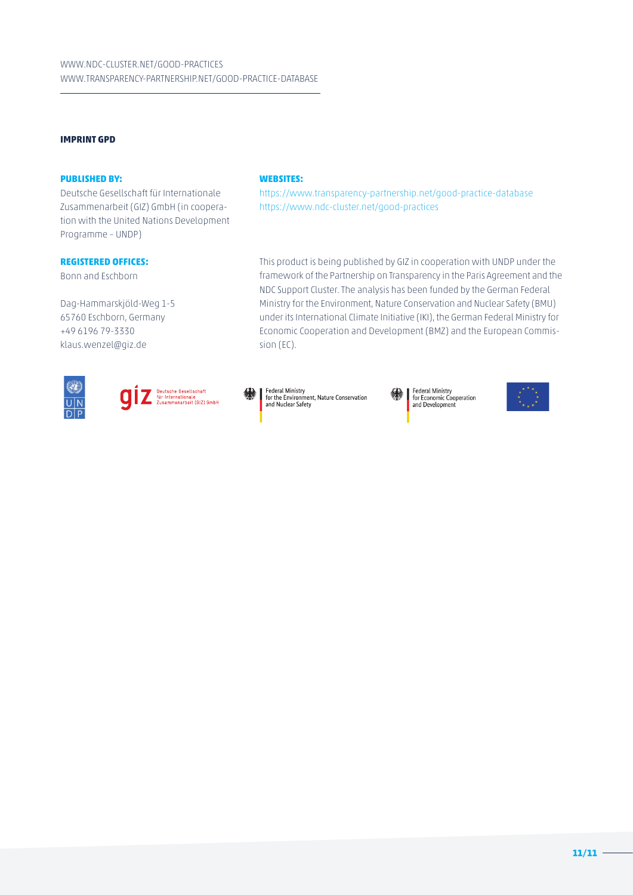WWW.NDC-CLUSTER.NET/GOOD-PRACTICES
WWW.TRANSPARENCY-PARTNERSHIP.NET/GOOD-PRACTICE-DATABASE

**IMPRINT GPD**

**PUBLISHED BY:**

Deutsche Gesellschaft für Internationale Zusammenarbeit (GIZ) GmbH (in cooperation with the United Nations Development Programme – UNDP)

**REGISTERED OFFICES:**

Bonn and Eschborn

Dag-Hammarskjöld-Weg 1-5
65760 Eschborn, Germany
+49 6196 79-3330
klaus.wenzel@giz.de

**WEBSITES:**

https://www.transparency-partnership.net/good-practice-database
https://www.ndc-cluster.net/good-practices

This product is being published by GIZ in cooperation with UNDP under the framework of the Partnership on Transparency in the Paris Agreement and the NDC Support Cluster. The analysis has been funded by the German Federal Ministry for the Environment, Nature Conservation and Nuclear Safety (BMU) under its International Climate Initiative (IKI), the German Federal Ministry for Economic Cooperation and Development (BMZ) and the European Commission (EC).

UNDP

Deutsche Gesellschaft für Internationale Zusammenarbeit (GIZ) GmbH

Federal Ministry for the Environment, Nature Conservation and Nuclear Safety

Federal Ministry for Economic Cooperation and Development